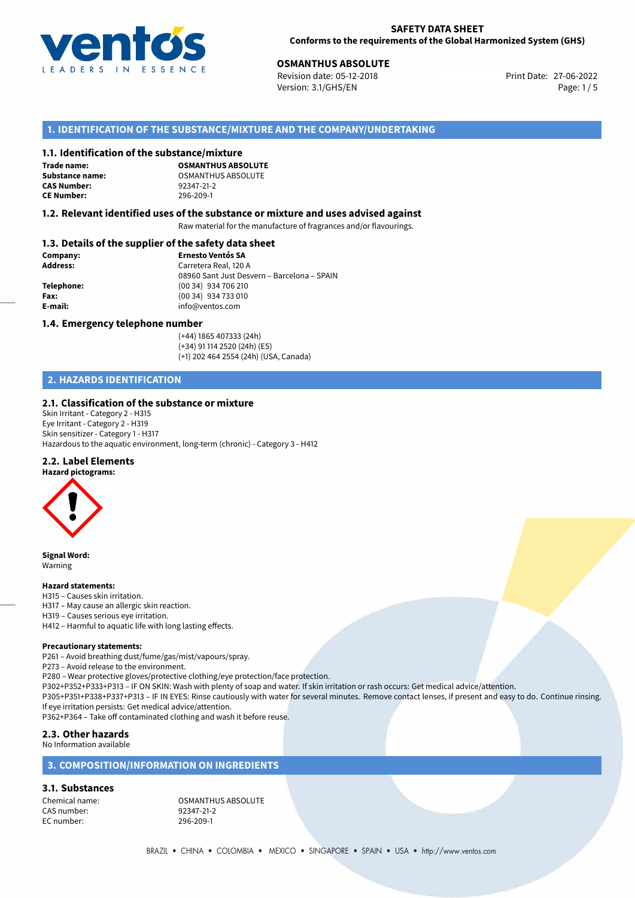**SAFETY DATA SHEET**
**Conforms to the requirements of the Global Harmonized System (GHS)**

**OSMANTHUS ABSOLUTE**
Revision date: 05-12-2018
Version: 3.1/GHS/EN
Print Date: 27-06-2022

## 1. IDENTIFICATION OF THE SUBSTANCE/MIXTURE AND THE COMPANY/UNDERTAKING

### 1.1. Identification of the substance/mixture

**Trade name:** **OSMANTHUS ABSOLUTE**
**Substance name:** OSMANTHUS ABSOLUTE
**CAS Number:** 92347-21-2
**CE Number:** 296-209-1

### 1.2. Relevant identified uses of the substance or mixture and uses advised against

Raw material for the manufacture of fragrances and/or flavourings.

### 1.3. Details of the supplier of the safety data sheet

**Company:** **Ernesto Ventós SA**
**Address:** Carretera Real, 120 A
08960 Sant Just Desvern – Barcelona – SPAIN
**Telephone:** (00 34) 934 706 210
**Fax:** (00 34) 934 733 010
**E-mail:** info@ventos.com

### 1.4. Emergency telephone number

(+44) 1865 407333 (24h)
(+34) 91 114 2520 (24h) (ES)
(+1) 202 464 2554 (24h) (USA, Canada)

## 2. HAZARDS IDENTIFICATION

### 2.1. Classification of the substance or mixture

Skin Irritant - Category 2 - H315
Eye Irritant - Category 2 - H319
Skin sensitizer - Category 1 - H317
Hazardous to the aquatic environment, long-term (chronic) - Category 3 - H412

### 2.2. Label Elements

**Hazard pictograms:**

**Signal Word:**
Warning

**Hazard statements:**
H315 – Causes skin irritation.
H317 – May cause an allergic skin reaction.
H319 – Causes serious eye irritation.
H412 – Harmful to aquatic life with long lasting effects.

**Precautionary statements:**
P261 – Avoid breathing dust/fume/gas/mist/vapours/spray.
P273 – Avoid release to the environment.
P280 – Wear protective gloves/protective clothing/eye protection/face protection.
P302+P352+P333+P313 – IF ON SKIN: Wash with plenty of soap and water. If skin irritation or rash occurs: Get medical advice/attention.
P305+P351+P338+P337+P313 – IF IN EYES: Rinse cautiously with water for several minutes. Remove contact lenses, if present and easy to do. Continue rinsing. If eye irritation persists: Get medical advice/attention.
P362+P364 – Take off contaminated clothing and wash it before reuse.

### 2.3. Other hazards

No Information available

## 3. COMPOSITION/INFORMATION ON INGREDIENTS

### 3.1. Substances

Chemical name: OSMANTHUS ABSOLUTE
CAS number: 92347-21-2
EC number: 296-209-1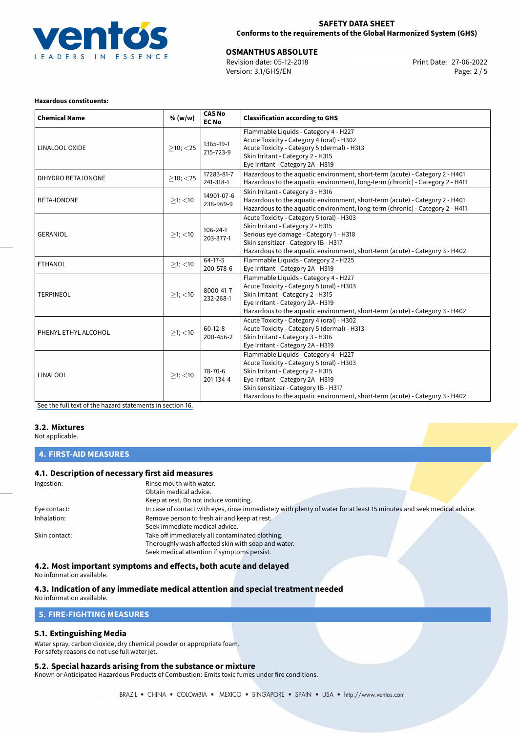**Hazardous constituents:**

| Chemical Name | % (w/w) | CAS No<br>EC No | Classification according to GHS |
|---|---|---|---|
| LINALOOL OXIDE | ≥10; <25 | 1365-19-1<br>215-723-9 | Flammable Liquids - Category 4 - H227<br>Acute Toxicity - Category 4 (oral) - H302<br>Acute Toxicity - Category 5 (dermal) - H313<br>Skin Irritant - Category 2 - H315<br>Eye Irritant - Category 2A - H319 |
| DIHYDRO BETA IONONE | ≥10; <25 | 17283-81-7<br>241-318-1 | Hazardous to the aquatic environment, short-term (acute) - Category 2 - H401<br>Hazardous to the aquatic environment, long-term (chronic) - Category 2 - H411 |
| BETA-IONONE | ≥1; <10 | 14901-07-6<br>238-969-9 | Skin Irritant - Category 3 - H316<br>Hazardous to the aquatic environment, short-term (acute) - Category 2 - H401<br>Hazardous to the aquatic environment, long-term (chronic) - Category 2 - H411 |
| GERANIOL | ≥1; <10 | 106-24-1<br>203-377-1 | Acute Toxicity - Category 5 (oral) - H303<br>Skin Irritant - Category 2 - H315<br>Serious eye damage - Category 1 - H318<br>Skin sensitizer - Category 1B - H317<br>Hazardous to the aquatic environment, short-term (acute) - Category 3 - H402 |
| ETHANOL | ≥1; <10 | 64-17-5<br>200-578-6 | Flammable Liquids - Category 2 - H225<br>Eye Irritant - Category 2A - H319 |
| TERPINEOL | ≥1; <10 | 8000-41-7<br>232-268-1 | Flammable Liquids - Category 4 - H227<br>Acute Toxicity - Category 5 (oral) - H303<br>Skin Irritant - Category 2 - H315<br>Eye Irritant - Category 2A - H319<br>Hazardous to the aquatic environment, short-term (acute) - Category 3 - H402 |
| PHENYL ETHYL ALCOHOL | ≥1; <10 | 60-12-8<br>200-456-2 | Acute Toxicity - Category 4 (oral) - H302<br>Acute Toxicity - Category 5 (dermal) - H313<br>Skin Irritant - Category 3 - H316<br>Eye Irritant - Category 2A - H319 |
| LINALOOL | ≥1; <10 | 78-70-6<br>201-134-4 | Flammable Liquids - Category 4 - H227<br>Acute Toxicity - Category 5 (oral) - H303<br>Skin Irritant - Category 2 - H315<br>Eye Irritant - Category 2A - H319<br>Skin sensitizer - Category 1B - H317<br>Hazardous to the aquatic environment, short-term (acute) - Category 3 - H402 |

See the full text of the hazard statements in section 16.

### 3.2. Mixtures

Not applicable.

## 4. FIRST-AID MEASURES

### 4.1. Description of necessary first aid measures

Ingestion: Rinse mouth with water.
Obtain medical advice.
Keep at rest. Do not induce vomiting.

Eye contact: In case of contact with eyes, rinse immediately with plenty of water for at least 15 minutes and seek medical advice.

Inhalation: Remove person to fresh air and keep at rest.
Seek immediate medical advice.

Skin contact: Take off immediately all contaminated clothing.
Thoroughly wash affected skin with soap and water.
Seek medical attention if symptoms persist.

### 4.2. Most important symptoms and effects, both acute and delayed

No information available.

### 4.3. Indication of any immediate medical attention and special treatment needed

No information available.

## 5. FIRE-FIGHTING MEASURES

### 5.1. Extinguishing Media

Water spray, carbon dioxide, dry chemical powder or appropriate foam.
For safety reasons do not use full water jet.

### 5.2. Special hazards arising from the substance or mixture

Known or Anticipated Hazardous Products of Combustion: Emits toxic fumes under fire conditions.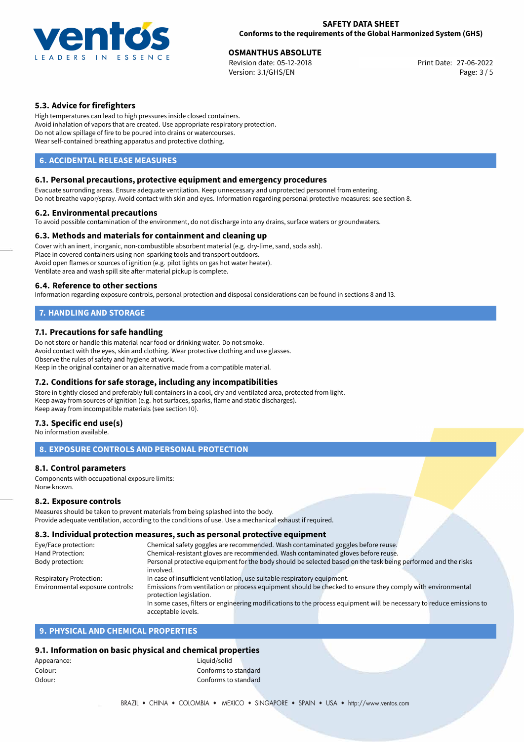### 5.3. Advice for firefighters

High temperatures can lead to high pressures inside closed containers.
Avoid inhalation of vapors that are created. Use appropriate respiratory protection.
Do not allow spillage of fire to be poured into drains or watercourses.
Wear self-contained breathing apparatus and protective clothing.

## 6. ACCIDENTAL RELEASE MEASURES

### 6.1. Personal precautions, protective equipment and emergency procedures

Evacuate surronding areas. Ensure adequate ventilation. Keep unnecessary and unprotected personnel from entering.
Do not breathe vapor/spray. Avoid contact with skin and eyes. Information regarding personal protective measures: see section 8.

### 6.2. Environmental precautions

To avoid possible contamination of the environment, do not discharge into any drains, surface waters or groundwaters.

### 6.3. Methods and materials for containment and cleaning up

Cover with an inert, inorganic, non-combustible absorbent material (e.g. dry-lime, sand, soda ash).
Place in covered containers using non-sparking tools and transport outdoors.
Avoid open flames or sources of ignition (e.g. pilot lights on gas hot water heater).
Ventilate area and wash spill site after material pickup is complete.

### 6.4. Reference to other sections

Information regarding exposure controls, personal protection and disposal considerations can be found in sections 8 and 13.

## 7. HANDLING AND STORAGE

### 7.1. Precautions for safe handling

Do not store or handle this material near food or drinking water. Do not smoke.
Avoid contact with the eyes, skin and clothing. Wear protective clothing and use glasses.
Observe the rules of safety and hygiene at work.
Keep in the original container or an alternative made from a compatible material.

### 7.2. Conditions for safe storage, including any incompatibilities

Store in tightly closed and preferably full containers in a cool, dry and ventilated area, protected from light.
Keep away from sources of ignition (e.g. hot surfaces, sparks, flame and static discharges).
Keep away from incompatible materials (see section 10).

### 7.3. Specific end use(s)

No information available.

## 8. EXPOSURE CONTROLS AND PERSONAL PROTECTION

### 8.1. Control parameters

Components with occupational exposure limits:
None known.

### 8.2. Exposure controls

Measures should be taken to prevent materials from being splashed into the body.
Provide adequate ventilation, according to the conditions of use. Use a mechanical exhaust if required.

### 8.3. Individual protection measures, such as personal protective equipment

| | |
|---|---|
| Eye/Face protection: | Chemical safety goggles are recommended. Wash contaminated goggles before reuse. |
| Hand Protection: | Chemical-resistant gloves are recommended. Wash contaminated gloves before reuse. |
| Body protection: | Personal protective equipment for the body should be selected based on the task being performed and the risks involved. |
| Respiratory Protection: | In case of insufficient ventilation, use suitable respiratory equipment. |
| Environmental exposure controls: | Emissions from ventilation or process equipment should be checked to ensure they comply with environmental protection legislation. In some cases, filters or engineering modifications to the process equipment will be necessary to reduce emissions to acceptable levels. |

## 9. PHYSICAL AND CHEMICAL PROPERTIES

### 9.1. Information on basic physical and chemical properties

| | |
|---|---|
| Appearance: | Liquid/solid |
| Colour: | Conforms to standard |
| Odour: | Conforms to standard |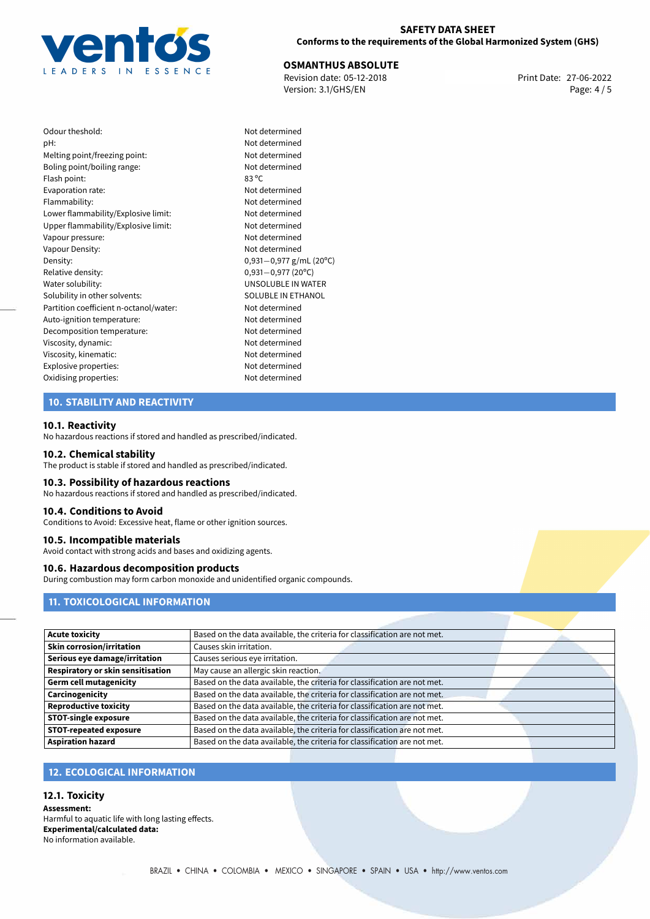| | |
|---|---|
| Odour theshold: | Not determined |
| pH: | Not determined |
| Melting point/freezing point: | Not determined |
| Boling point/boiling range: | Not determined |
| Flash point: | 83 °C |
| Evaporation rate: | Not determined |
| Flammability: | Not determined |
| Lower flammability/Explosive limit: | Not determined |
| Upper flammability/Explosive limit: | Not determined |
| Vapour pressure: | Not determined |
| Vapour Density: | Not determined |
| Density: | 0,931−0,977 g/mL (20°C) |
| Relative density: | 0,931−0,977 (20°C) |
| Water solubility: | UNSOLUBLE IN WATER |
| Solubility in other solvents: | SOLUBLE IN ETHANOL |
| Partition coefficient n-octanol/water: | Not determined |
| Auto-ignition temperature: | Not determined |
| Decomposition temperature: | Not determined |
| Viscosity, dynamic: | Not determined |
| Viscosity, kinematic: | Not determined |
| Explosive properties: | Not determined |
| Oxidising properties: | Not determined |

## 10. STABILITY AND REACTIVITY

### 10.1. Reactivity

No hazardous reactions if stored and handled as prescribed/indicated.

### 10.2. Chemical stability

The product is stable if stored and handled as prescribed/indicated.

### 10.3. Possibility of hazardous reactions

No hazardous reactions if stored and handled as prescribed/indicated.

### 10.4. Conditions to Avoid

Conditions to Avoid: Excessive heat, flame or other ignition sources.

### 10.5. Incompatible materials

Avoid contact with strong acids and bases and oxidizing agents.

### 10.6. Hazardous decomposition products

During combustion may form carbon monoxide and unidentified organic compounds.

## 11. TOXICOLOGICAL INFORMATION

| | |
|---|---|
| **Acute toxicity** | Based on the data available, the criteria for classification are not met. |
| **Skin corrosion/irritation** | Causes skin irritation. |
| **Serious eye damage/irritation** | Causes serious eye irritation. |
| **Respiratory or skin sensitisation** | May cause an allergic skin reaction. |
| **Germ cell mutagenicity** | Based on the data available, the criteria for classification are not met. |
| **Carcinogenicity** | Based on the data available, the criteria for classification are not met. |
| **Reproductive toxicity** | Based on the data available, the criteria for classification are not met. |
| **STOT-single exposure** | Based on the data available, the criteria for classification are not met. |
| **STOT-repeated exposure** | Based on the data available, the criteria for classification are not met. |
| **Aspiration hazard** | Based on the data available, the criteria for classification are not met. |

## 12. ECOLOGICAL INFORMATION

### 12.1. Toxicity

**Assessment:**
Harmful to aquatic life with long lasting effects.
**Experimental/calculated data:**
No information available.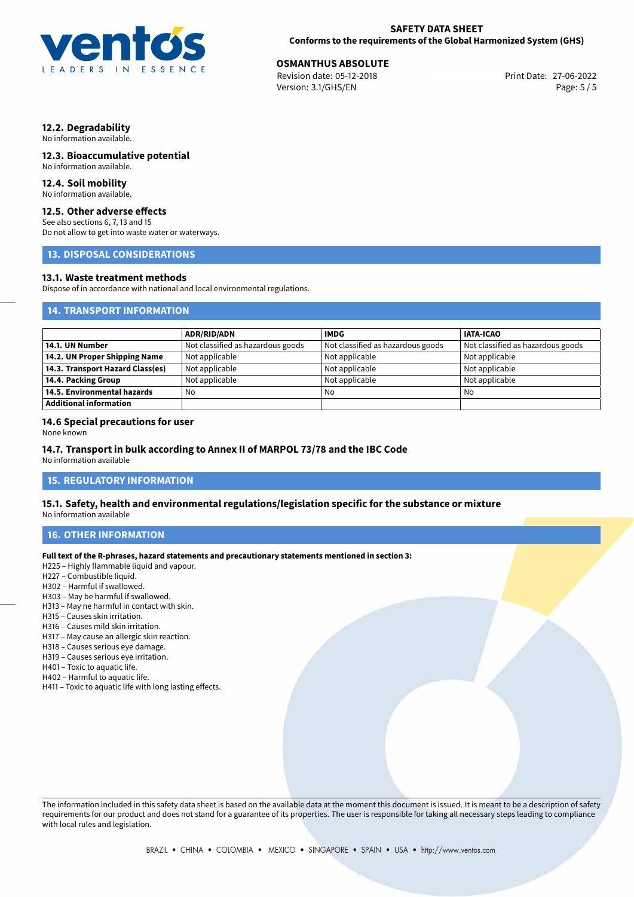### 12.2. Degradability

No information available.

### 12.3. Bioaccumulative potential

No information available.

### 12.4. Soil mobility

No information available.

### 12.5. Other adverse effects

See also sections 6, 7, 13 and 15

Do not allow to get into waste water or waterways.

## 13. DISPOSAL CONSIDERATIONS

### 13.1. Waste treatment methods

Dispose of in accordance with national and local environmental regulations.

## 14. TRANSPORT INFORMATION

| | ADR/RID/ADN | IMDG | IATA-ICAO |
|---|---|---|---|
| **14.1. UN Number** | Not classified as hazardous goods | Not classified as hazardous goods | Not classified as hazardous goods |
| **14.2. UN Proper Shipping Name** | Not applicable | Not applicable | Not applicable |
| **14.3. Transport Hazard Class(es)** | Not applicable | Not applicable | Not applicable |
| **14.4. Packing Group** | Not applicable | Not applicable | Not applicable |
| **14.5. Environmental hazards** | No | No | No |
| **Additional information** | | | |

### 14.6 Special precautions for user

None known

### 14.7. Transport in bulk according to Annex II of MARPOL 73/78 and the IBC Code

No information available

## 15. REGULATORY INFORMATION

### 15.1. Safety, health and environmental regulations/legislation specific for the substance or mixture

No information available

## 16. OTHER INFORMATION

**Full text of the R-phrases, hazard statements and precautionary statements mentioned in section 3:**

H225 – Highly flammable liquid and vapour.
H227 – Combustible liquid.
H302 – Harmful if swallowed.
H303 – May be harmful if swallowed.
H313 – May ne harmful in contact with skin.
H315 – Causes skin irritation.
H316 – Causes mild skin irritation.
H317 – May cause an allergic skin reaction.
H318 – Causes serious eye damage.
H319 – Causes serious eye irritation.
H401 – Toxic to aquatic life.
H402 – Harmful to aquatic life.
H411 – Toxic to aquatic life with long lasting effects.

The information included in this safety data sheet is based on the available data at the moment this document is issued. It is meant to be a description of safety requirements for our product and does not stand for a guarantee of its properties. The user is responsible for taking all necessary steps leading to compliance with local rules and legislation.